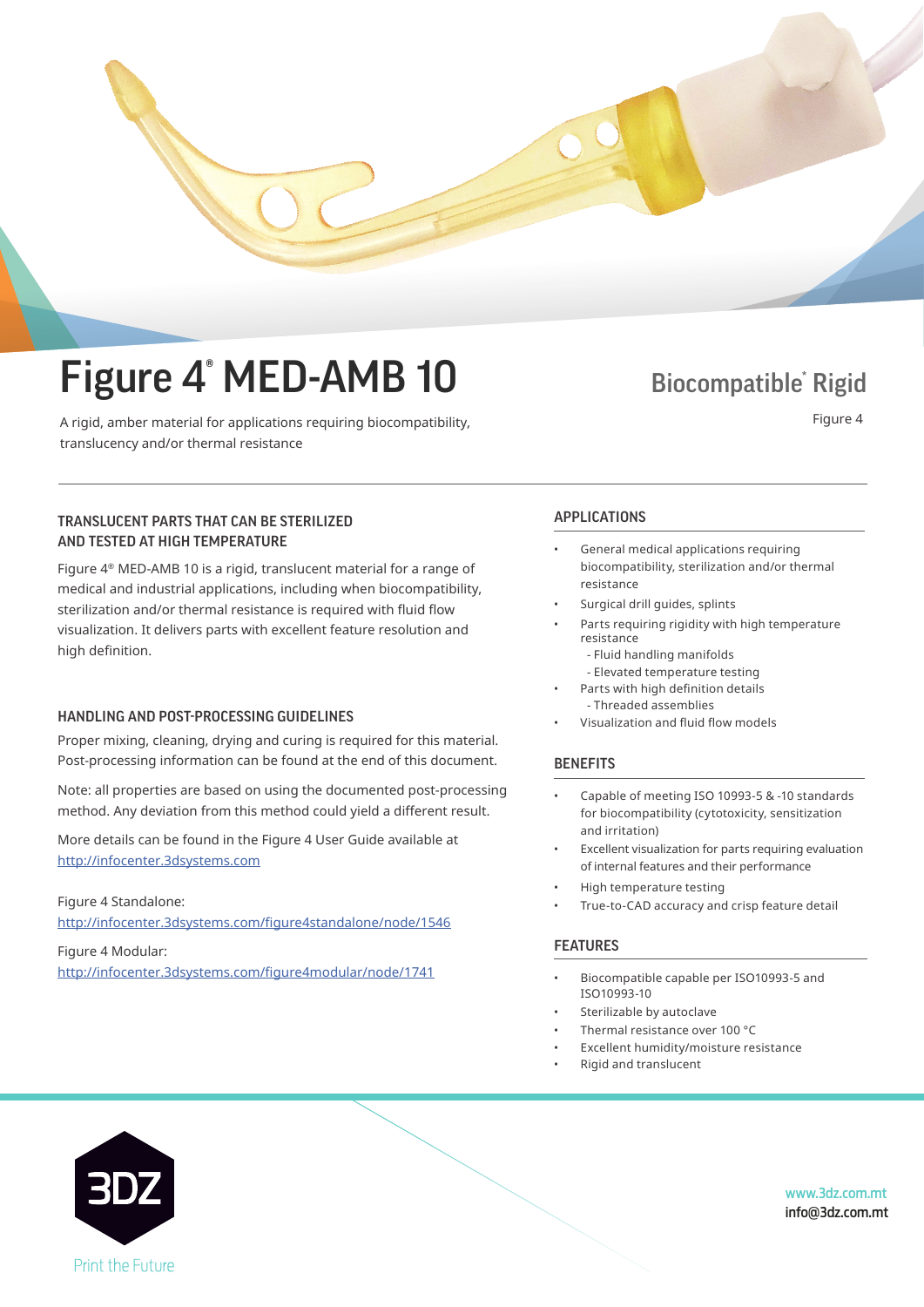# Figure 4® MED-AMB 10

A rigid, amber material for applications requiring biocompatibility, translucency and/or thermal resistance

**Biocompatible* Rigid**

Figure 4

## TRANSLUCENT PARTS THAT CAN BE STERILIZED AND TESTED AT HIGH TEMPERATURE

Figure 4® MED-AMB 10 is a rigid, translucent material for a range of medical and industrial applications, including when biocompatibility, sterilization and/or thermal resistance is required with fluid flow visualization. It delivers parts with excellent feature resolution and high definition.

## HANDLING AND POST-PROCESSING GUIDELINES

Proper mixing, cleaning, drying and curing is required for this material. Post-processing information can be found at the end of this document.

Note: all properties are based on using the documented post-processing method. Any deviation from this method could yield a different result.

More details can be found in the Figure 4 User Guide available at [http://infocenter.3dsystems.com](http://infocenter.3dsystems.com)

Figure 4 Standalone:
[http://infocenter.3dsystems.com/figure4standalone/node/1546](http://infocenter.3dsystems.com/figure4standalone/node/1546)

Figure 4 Modular:
[http://infocenter.3dsystems.com/figure4modular/node/1741](http://infocenter.3dsystems.com/figure4modular/node/1741)

## APPLICATIONS

- General medical applications requiring biocompatibility, sterilization and/or thermal resistance
- Surgical drill guides, splints
- Parts requiring rigidity with high temperature resistance
  - Fluid handling manifolds
  - Elevated temperature testing
- Parts with high definition details
  - Threaded assemblies
- Visualization and fluid flow models

## BENEFITS

- Capable of meeting ISO 10993-5 & -10 standards for biocompatibility (cytotoxicity, sensitization and irritation)
- Excellent visualization for parts requiring evaluation of internal features and their performance
- High temperature testing
- True-to-CAD accuracy and crisp feature detail

## FEATURES

- Biocompatible capable per ISO10993-5 and ISO10993-10
- Sterilizable by autoclave
- Thermal resistance over 100 °C
- Excellent humidity/moisture resistance
- Rigid and translucent

3DZ
Print the Future

www.3dz.com.mt
info@3dz.com.mt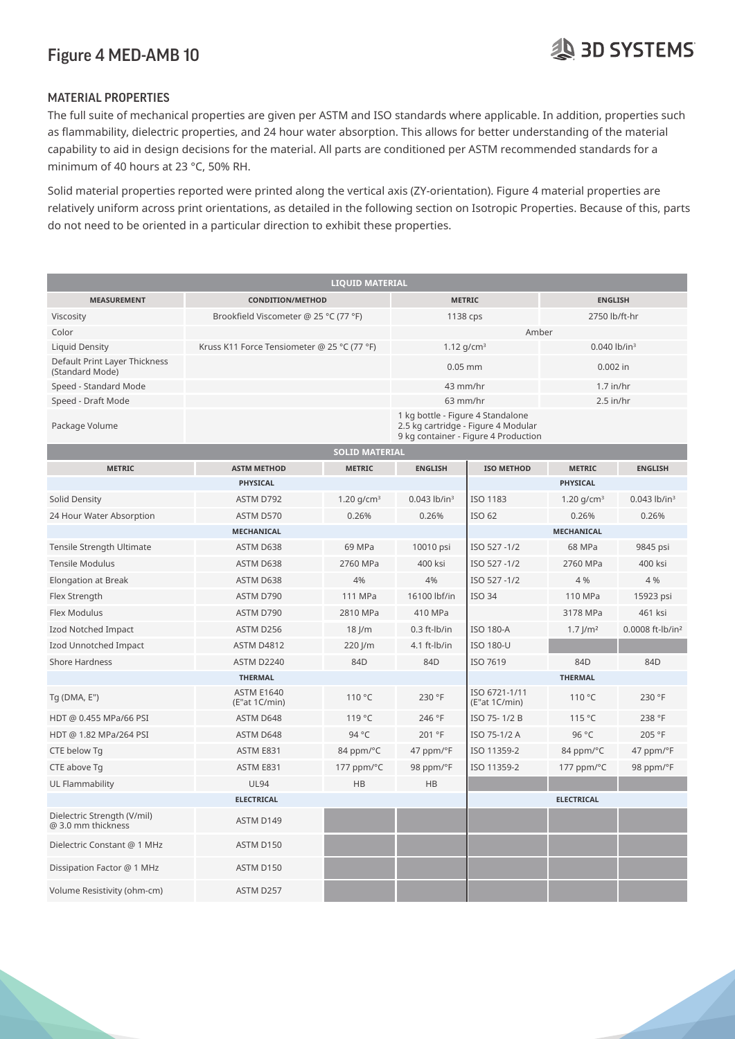# Figure 4 MED-AMB 10

## MATERIAL PROPERTIES

The full suite of mechanical properties are given per ASTM and ISO standards where applicable. In addition, properties such as flammability, dielectric properties, and 24 hour water absorption. This allows for better understanding of the material capability to aid in design decisions for the material. All parts are conditioned per ASTM recommended standards for a minimum of 40 hours at 23 °C, 50% RH.

Solid material properties reported were printed along the vertical axis (ZY-orientation). Figure 4 material properties are relatively uniform across print orientations, as detailed in the following section on Isotropic Properties. Because of this, parts do not need to be oriented in a particular direction to exhibit these properties.

| LIQUID MATERIAL | | | |
|---|---|---|---|
| MEASUREMENT | CONDITION/METHOD | METRIC | ENGLISH |
| Viscosity | Brookfield Viscometer @ 25 °C (77 °F) | 1138 cps | 2750 lb/ft-hr |
| Color | | Amber | |
| Liquid Density | Kruss K11 Force Tensiometer @ 25 °C (77 °F) | 1.12 g/cm³ | 0.040 lb/in³ |
| Default Print Layer Thickness (Standard Mode) | | 0.05 mm | 0.002 in |
| Speed - Standard Mode | | 43 mm/hr | 1.7 in/hr |
| Speed - Draft Mode | | 63 mm/hr | 2.5 in/hr |
| Package Volume | | 1 kg bottle - Figure 4 Standalone<br>2.5 kg cartridge - Figure 4 Modular<br>9 kg container - Figure 4 Production | |

| SOLID MATERIAL | | | | | | |
|---|---|---|---|---|---|---|
| METRIC | ASTM METHOD | METRIC | ENGLISH | ISO METHOD | METRIC | ENGLISH |
| **PHYSICAL** | | | | **PHYSICAL** | | |
| Solid Density | ASTM D792 | 1.20 g/cm³ | 0.043 lb/in³ | ISO 1183 | 1.20 g/cm³ | 0.043 lb/in³ |
| 24 Hour Water Absorption | ASTM D570 | 0.26% | 0.26% | ISO 62 | 0.26% | 0.26% |
| **MECHANICAL** | | | | **MECHANICAL** | | |
| Tensile Strength Ultimate | ASTM D638 | 69 MPa | 10010 psi | ISO 527 -1/2 | 68 MPa | 9845 psi |
| Tensile Modulus | ASTM D638 | 2760 MPa | 400 ksi | ISO 527 -1/2 | 2760 MPa | 400 ksi |
| Elongation at Break | ASTM D638 | 4% | 4% | ISO 527 -1/2 | 4 % | 4 % |
| Flex Strength | ASTM D790 | 111 MPa | 16100 lbf/in | ISO 34 | 110 MPa | 15923 psi |
| Flex Modulus | ASTM D790 | 2810 MPa | 410 MPa | | 3178 MPa | 461 ksi |
| Izod Notched Impact | ASTM D256 | 18 J/m | 0.3 ft-lb/in | ISO 180-A | 1.7 J/m² | 0.0008 ft-lb/in² |
| Izod Unnotched Impact | ASTM D4812 | 220 J/m | 4.1 ft-lb/in | ISO 180-U | | |
| Shore Hardness | ASTM D2240 | 84D | 84D | ISO 7619 | 84D | 84D |
| **THERMAL** | | | | **THERMAL** | | |
| Tg (DMA, E") | ASTM E1640 (E"at 1C/min) | 110 °C | 230 °F | ISO 6721-1/11 (E"at 1C/min) | 110 °C | 230 °F |
| HDT @ 0.455 MPa/66 PSI | ASTM D648 | 119 °C | 246 °F | ISO 75- 1/2 B | 115 °C | 238 °F |
| HDT @ 1.82 MPa/264 PSI | ASTM D648 | 94 °C | 201 °F | ISO 75-1/2 A | 96 °C | 205 °F |
| CTE below Tg | ASTM E831 | 84 ppm/°C | 47 ppm/°F | ISO 11359-2 | 84 ppm/°C | 47 ppm/°F |
| CTE above Tg | ASTM E831 | 177 ppm/°C | 98 ppm/°F | ISO 11359-2 | 177 ppm/°C | 98 ppm/°F |
| UL Flammability | UL94 | HB | HB | | | |
| **ELECTRICAL** | | | | **ELECTRICAL** | | |
| Dielectric Strength (V/mil) @ 3.0 mm thickness | ASTM D149 | | | | | |
| Dielectric Constant @ 1 MHz | ASTM D150 | | | | | |
| Dissipation Factor @ 1 MHz | ASTM D150 | | | | | |
| Volume Resistivity (ohm-cm) | ASTM D257 | | | | | |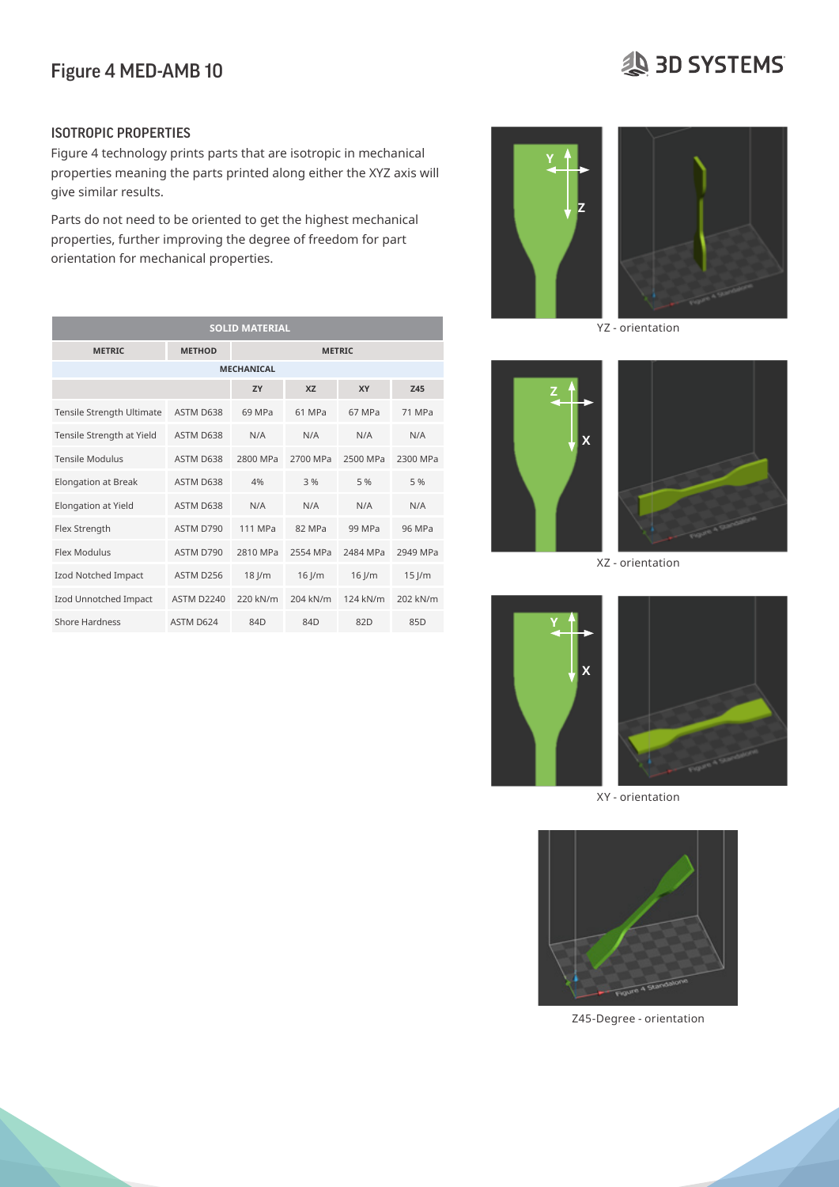# Figure 4 MED-AMB 10

## ISOTROPIC PROPERTIES

Figure 4 technology prints parts that are isotropic in mechanical properties meaning the parts printed along either the XYZ axis will give similar results.

Parts do not need to be oriented to get the highest mechanical properties, further improving the degree of freedom for part orientation for mechanical properties.

| SOLID MATERIAL | | | | | |
|---|---|---|---|---|---|
| METRIC | METHOD | METRIC | | | |
| MECHANICAL | | | | | |
| | | ZY | XZ | XY | Z45 |
| Tensile Strength Ultimate | ASTM D638 | 69 MPa | 61 MPa | 67 MPa | 71 MPa |
| Tensile Strength at Yield | ASTM D638 | N/A | N/A | N/A | N/A |
| Tensile Modulus | ASTM D638 | 2800 MPa | 2700 MPa | 2500 MPa | 2300 MPa |
| Elongation at Break | ASTM D638 | 4% | 3 % | 5 % | 5 % |
| Elongation at Yield | ASTM D638 | N/A | N/A | N/A | N/A |
| Flex Strength | ASTM D790 | 111 MPa | 82 MPa | 99 MPa | 96 MPa |
| Flex Modulus | ASTM D790 | 2810 MPa | 2554 MPa | 2484 MPa | 2949 MPa |
| Izod Notched Impact | ASTM D256 | 18 J/m | 16 J/m | 16 J/m | 15 J/m |
| Izod Unnotched Impact | ASTM D2240 | 220 kN/m | 204 kN/m | 124 kN/m | 202 kN/m |
| Shore Hardness | ASTM D624 | 84D | 84D | 82D | 85D |

YZ - orientation

XZ - orientation

XY - orientation

Z45-Degree - orientation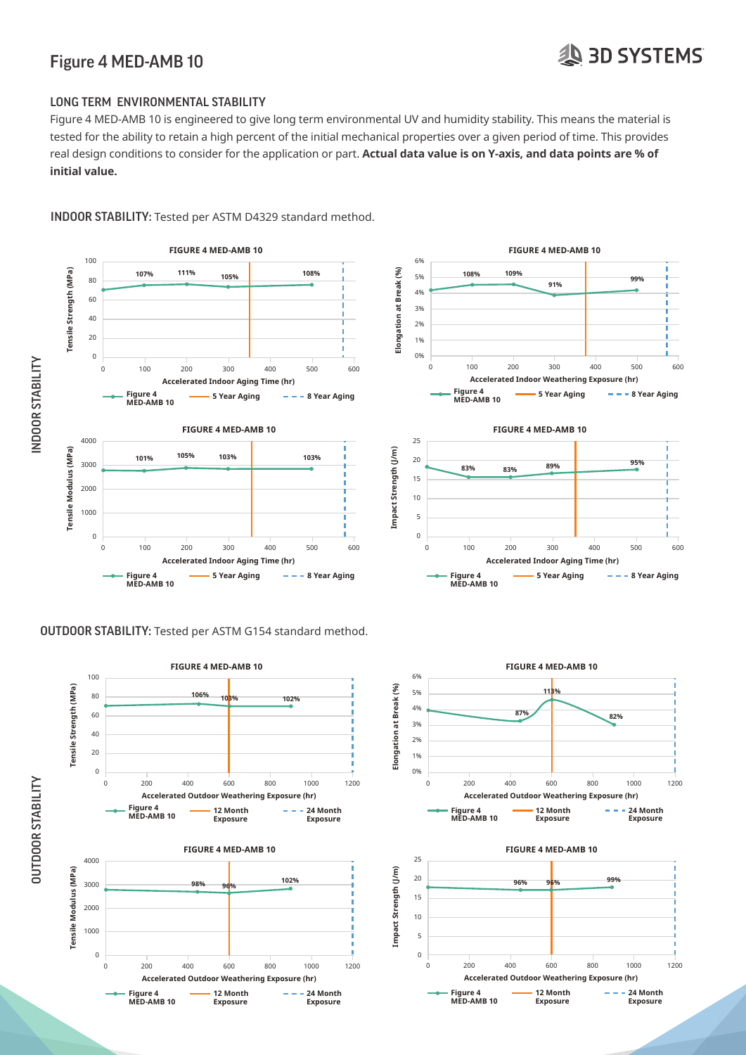# Figure 4 MED-AMB 10

## LONG TERM ENVIRONMENTAL STABILITY

Figure 4 MED-AMB 10 is engineered to give long term environmental UV and humidity stability. This means the material is tested for the ability to retain a high percent of the initial mechanical properties over a given period of time. This provides real design conditions to consider for the application or part. **Actual data value is on Y-axis, and data points are % of initial value.**

## INDOOR STABILITY

**INDOOR STABILITY:** Tested per ASTM D4329 standard method.

**FIGURE 4 MED-AMB 10**

Tensile Strength (MPa) vs. Accelerated Indoor Aging Time (hr): 107%, 111%, 105%, 108%

Legend: Figure 4 MED-AMB 10 | 5 Year Aging | 8 Year Aging

**FIGURE 4 MED-AMB 10**

Elongation at Break (%) vs. Accelerated Indoor Weathering Exposure (hr): 108%, 109%, 91%, 99%

Legend: Figure 4 MED-AMB 10 | 5 Year Aging | 8 Year Aging

**FIGURE 4 MED-AMB 10**

Tensile Modulus (MPa) vs. Accelerated Indoor Aging Time (hr): 101%, 105%, 103%, 103%

Legend: Figure 4 MED-AMB 10 | 5 Year Aging | 8 Year Aging

**FIGURE 4 MED-AMB 10**

Impact Strength (J/m) vs. Accelerated Indoor Aging Time (hr): 83%, 83%, 89%, 95%

Legend: Figure 4 MED-AMB 10 | 5 Year Aging | 8 Year Aging

## OUTDOOR STABILITY

**OUTDOOR STABILITY:** Tested per ASTM G154 standard method.

**FIGURE 4 MED-AMB 10**

Tensile Strength (MPa) vs. Accelerated Outdoor Weathering Exposure (hr): 106%, 103%, 102%

Legend: Figure 4 MED-AMB 10 | 12 Month Exposure | 24 Month Exposure

**FIGURE 4 MED-AMB 10**

Elongation at Break (%) vs. Accelerated Outdoor Weathering Exposure (hr): 87%, 113%, 82%

Legend: Figure 4 MED-AMB 10 | 12 Month Exposure | 24 Month Exposure

**FIGURE 4 MED-AMB 10**

Tensile Modulus (MPa) vs. Accelerated Outdoor Weathering Exposure (hr): 98%, 96%, 102%

Legend: Figure 4 MED-AMB 10 | 12 Month Exposure | 24 Month Exposure

**FIGURE 4 MED-AMB 10**

Impact Strength (J/m) vs. Accelerated Outdoor Weathering Exposure (hr): 96%, 96%, 99%

Legend: Figure 4 MED-AMB 10 | 12 Month Exposure | 24 Month Exposure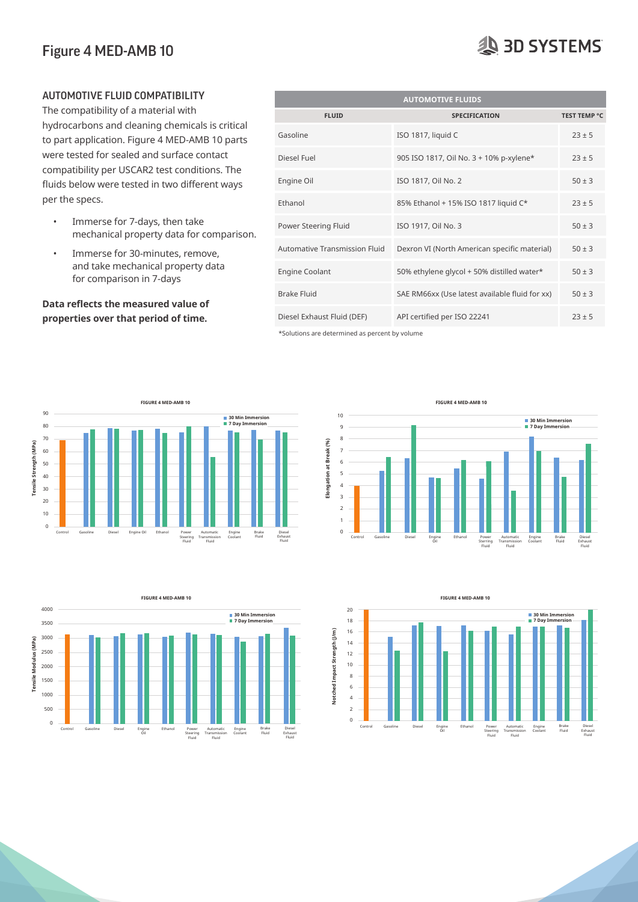## AUTOMOTIVE FLUID COMPATIBILITY

The compatibility of a material with hydrocarbons and cleaning chemicals is critical to part application. Figure 4 MED-AMB 10 parts were tested for sealed and surface contact compatibility per USCAR2 test conditions. The fluids below were tested in two different ways per the specs.

- Immerse for 7-days, then take mechanical property data for comparison.
- Immerse for 30-minutes, remove, and take mechanical property data for comparison in 7-days

**Data reflects the measured value of properties over that period of time.**

| AUTOMOTIVE FLUIDS | | |
|---|---|---|
| **FLUID** | **SPECIFICATION** | **TEST TEMP °C** |
| Gasoline | ISO 1817, liquid C | 23 ± 5 |
| Diesel Fuel | 905 ISO 1817, Oil No. 3 + 10% p-xylene* | 23 ± 5 |
| Engine Oil | ISO 1817, Oil No. 2 | 50 ± 3 |
| Ethanol | 85% Ethanol + 15% ISO 1817 liquid C* | 23 ± 5 |
| Power Steering Fluid | ISO 1917, Oil No. 3 | 50 ± 3 |
| Automative Transmission Fluid | Dexron VI (North American specific material) | 50 ± 3 |
| Engine Coolant | 50% ethylene glycol + 50% distilled water* | 50 ± 3 |
| Brake Fluid | SAE RM66xx (Use latest available fluid for xx) | 50 ± 3 |
| Diesel Exhaust Fluid (DEF) | API certified per ISO 22241 | 23 ± 5 |

*Solutions are determined as percent by volume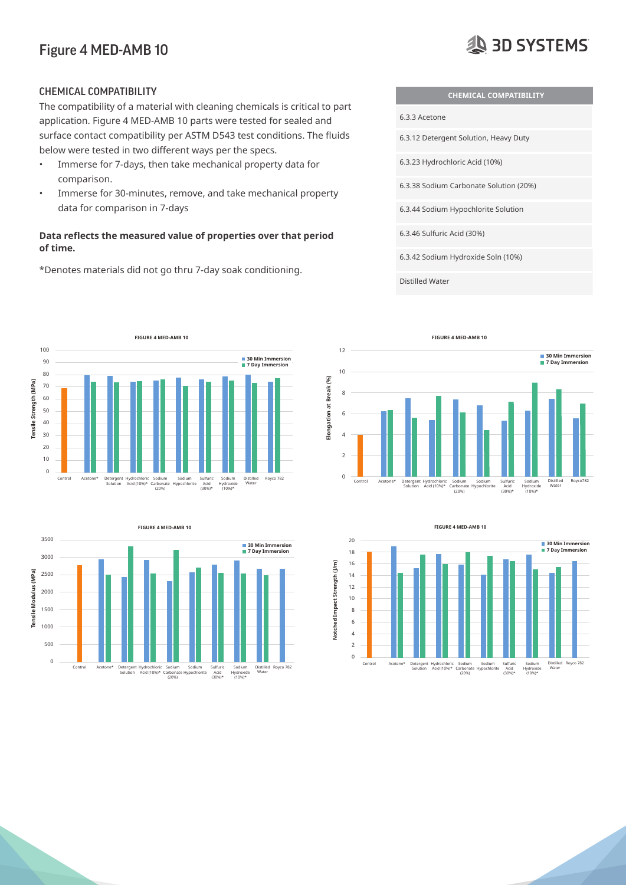# Figure 4 MED-AMB 10

## CHEMICAL COMPATIBILITY

The compatibility of a material with cleaning chemicals is critical to part application. Figure 4 MED-AMB 10 parts were tested for sealed and surface contact compatibility per ASTM D543 test conditions. The fluids below were tested in two different ways per the specs.

- Immerse for 7-days, then take mechanical property data for comparison.
- Immerse for 30-minutes, remove, and take mechanical property data for comparison in 7-days

**Data reflects the measured value of properties over that period of time.**

*Denotes materials did not go thru 7-day soak conditioning.

| CHEMICAL COMPATIBILITY |
|---|
| 6.3.3 Acetone |
| 6.3.12 Detergent Solution, Heavy Duty |
| 6.3.23 Hydrochloric Acid (10%) |
| 6.3.38 Sodium Carbonate Solution (20%) |
| 6.3.44 Sodium Hypochlorite Solution |
| 6.3.46 Sulfuric Acid (30%) |
| 6.3.42 Sodium Hydroxide Soln (10%) |
| Distilled Water |

FIGURE 4 MED-AMB 10

FIGURE 4 MED-AMB 10

FIGURE 4 MED-AMB 10

FIGURE 4 MED-AMB 10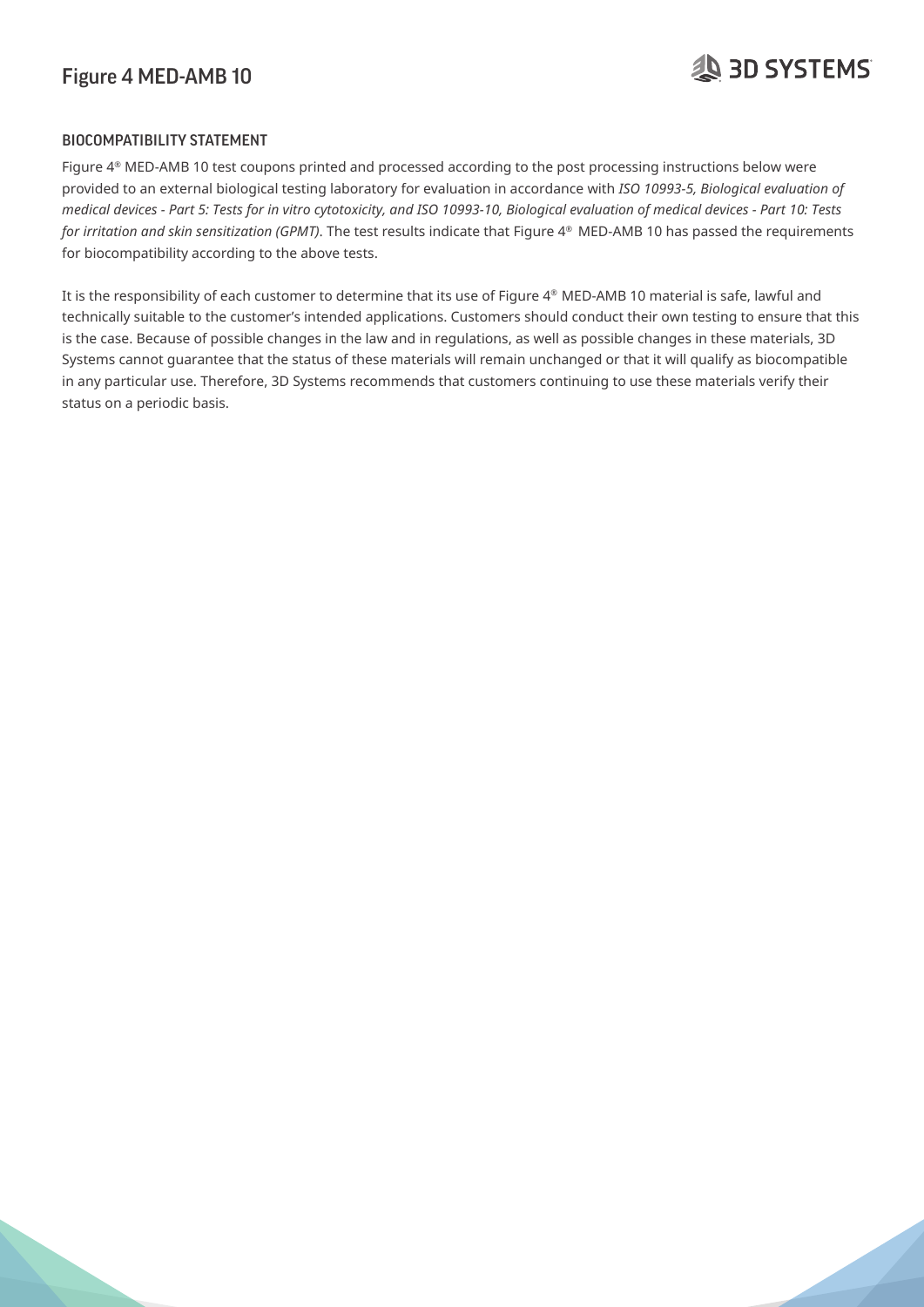## BIOCOMPATIBILITY STATEMENT

Figure 4® MED-AMB 10 test coupons printed and processed according to the post processing instructions below were provided to an external biological testing laboratory for evaluation in accordance with *ISO 10993-5, Biological evaluation of medical devices - Part 5: Tests for in vitro cytotoxicity, and ISO 10993-10, Biological evaluation of medical devices - Part 10: Tests for irritation and skin sensitization (GPMT)*. The test results indicate that Figure 4® MED-AMB 10 has passed the requirements for biocompatibility according to the above tests.

It is the responsibility of each customer to determine that its use of Figure 4® MED-AMB 10 material is safe, lawful and technically suitable to the customer's intended applications. Customers should conduct their own testing to ensure that this is the case. Because of possible changes in the law and in regulations, as well as possible changes in these materials, 3D Systems cannot guarantee that the status of these materials will remain unchanged or that it will qualify as biocompatible in any particular use. Therefore, 3D Systems recommends that customers continuing to use these materials verify their status on a periodic basis.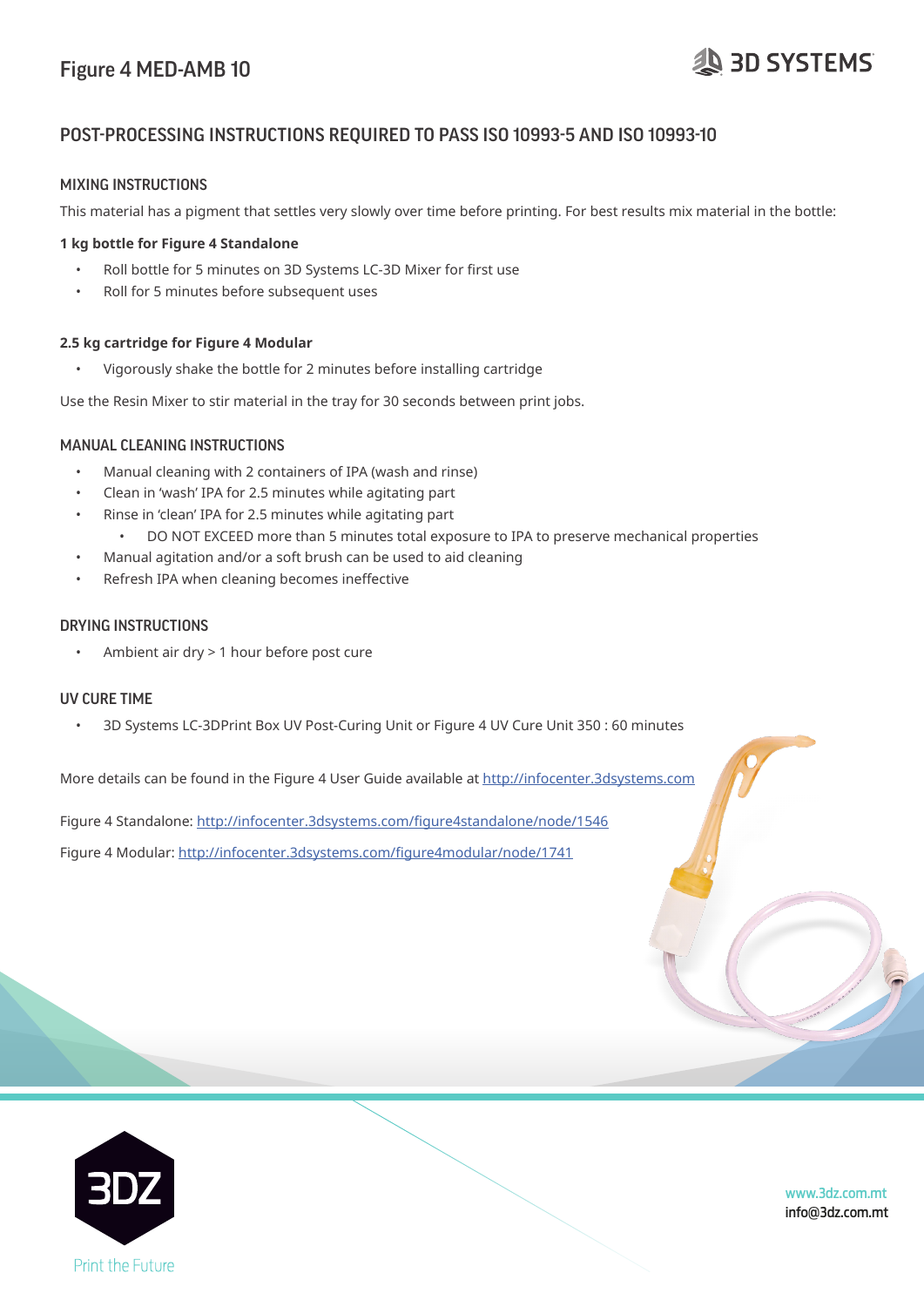# Figure 4 MED-AMB 10

## POST-PROCESSING INSTRUCTIONS REQUIRED TO PASS ISO 10993-5 AND ISO 10993-10

### MIXING INSTRUCTIONS

This material has a pigment that settles very slowly over time before printing. For best results mix material in the bottle:

**1 kg bottle for Figure 4 Standalone**

- Roll bottle for 5 minutes on 3D Systems LC-3D Mixer for first use
- Roll for 5 minutes before subsequent uses

**2.5 kg cartridge for Figure 4 Modular**

- Vigorously shake the bottle for 2 minutes before installing cartridge

Use the Resin Mixer to stir material in the tray for 30 seconds between print jobs.

### MANUAL CLEANING INSTRUCTIONS

- Manual cleaning with 2 containers of IPA (wash and rinse)
- Clean in 'wash' IPA for 2.5 minutes while agitating part
- Rinse in 'clean' IPA for 2.5 minutes while agitating part
  - DO NOT EXCEED more than 5 minutes total exposure to IPA to preserve mechanical properties
- Manual agitation and/or a soft brush can be used to aid cleaning
- Refresh IPA when cleaning becomes ineffective

### DRYING INSTRUCTIONS

- Ambient air dry > 1 hour before post cure

### UV CURE TIME

- 3D Systems LC-3DPrint Box UV Post-Curing Unit or Figure 4 UV Cure Unit 350 : 60 minutes

More details can be found in the Figure 4 User Guide available at http://infocenter.3dsystems.com

Figure 4 Standalone: http://infocenter.3dsystems.com/figure4standalone/node/1546

Figure 4 Modular: http://infocenter.3dsystems.com/figure4modular/node/1741

Print the Future

www.3dz.com.mt
info@3dz.com.mt